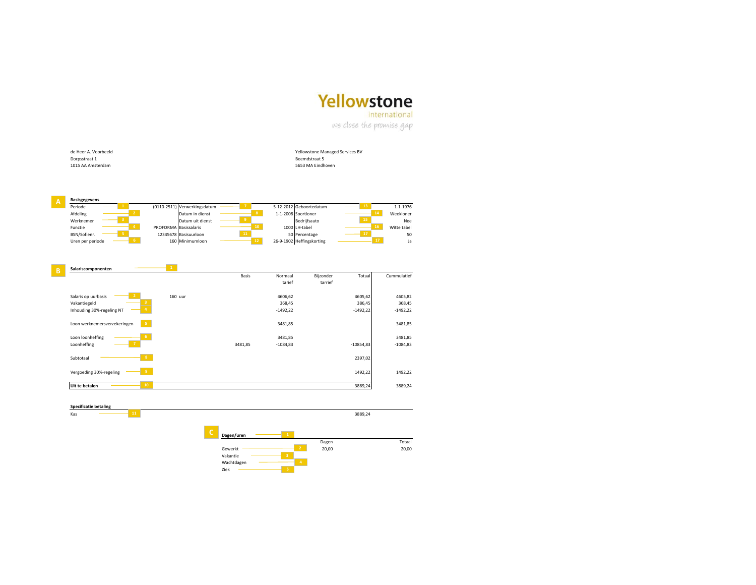**Yellowstone** international
*we close the promise gap*

de Heer A. Voorbeeld
Dorpsstraat 1
1015 AA Amsterdam

Yellowstone Managed Services BV
Beemdstraat 5
5653 MA Eindhoven

**A**

**Basisgegevens**

| | | | | | | | | |
|---|---|---|---|---|---|---|---|---|
| Periode | 1 | (0110-2511) | Verwerkingsdatum | 7 | 5-12-2012 | Geboortedatum | 13 | 1-1-1976 |
| Afdeling | 2 | | Datum in dienst | 8 | 1-1-2008 | Soortloner | 14 | Weekloner |
| Werknemer | 3 | | Datum uit dienst | 9 | | Bedrijfsauto | 15 | Nee |
| Functie | 4 | PROFORMA | Basissalaris | 10 | 1000 | LH-tabel | 16 | Witte tabel |
| BSN/Sofienr. | 5 | 12345678 | Basisuurloon | 11 | 50 | Percentage | 17 | 50 |
| Uren per periode | 6 | 160 | Minimumloon | 12 | 26-9-1902 | Heffingskorting | 17 | Ja |

**B**

**Salariscomponenten** 1

| | | | Basis | Normaal tarief | Bijzonder tarrief | Totaal | Cummulatief |
|---|---|---|---|---|---|---|---|
| Salaris op uurbasis | 2 | 160 uur | | 4606,62 | | 4605,62 | 4605,82 |
| Vakantiegeld | 3 | | | 368,45 | | 386,45 | 368,45 |
| Inhouding 30%-regeling NT | 4 | | | -1492,22 | | -1492,22 | -1492,22 |
| Loon werknemersverzekeringen | 5 | | | 3481,85 | | | 3481,85 |
| Loon loonheffing | 6 | | | 3481,85 | | | 3481,85 |
| Loonheffing | 7 | | 3481,85 | -1084,83 | | -10854,83 | -1084,83 |
| Subtotaal | 8 | | | | | 2397,02 | |
| Vergoeding 30%-regeling | 9 | | | | | 1492,22 | 1492,22 |
| **Uit te betalen** | 10 | | | | | 3889,24 | 3889,24 |

**Specificatie betaling**

| | | |
|---|---|---|
| Kas | 11 | 3889,24 |

**C**

**Dagen/uren** 1

| | | Dagen | Totaal |
|---|---|---|---|
| Gewerkt | 2 | 20,00 | 20,00 |
| Vakantie | 3 | | |
| Wachtdagen | 4 | | |
| Ziek | 5 | | |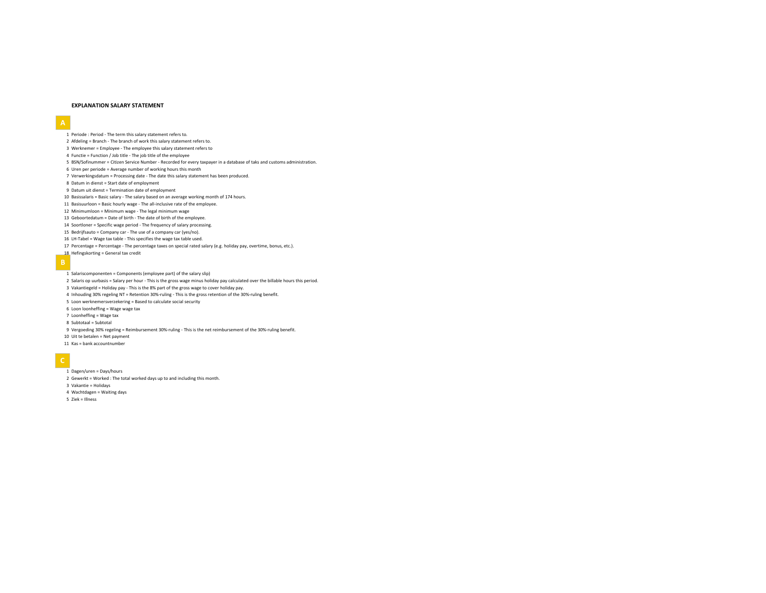**EXPLANATION SALARY STATEMENT**

**A**

1 Periode : Period - The term this salary statement refers to.
2 Afdeling = Branch - The branch of work this salary statement refers to.
3 Werknemer = Employee - The employee this salary statement refers to
4 Functie = Function / Job title - The job title of the employee
5 BSN/Sofinummer = Citizen Service Number - Recorded for every taxpayer in a database of taks and customs administration.
6 Uren per periode = Average number of working hours this month
7 Verwerkingsdatum = Processing date - The date this salary statement has been produced.
8 Datum in dienst = Start date of employment
9 Datum uit dienst = Termination date of employment
10 Basissalaris = Basic salary - The salary based on an average working month of 174 hours.
11 Basisuurloon = Basic hourly wage - The all-inclusive rate of the employee.
12 Minimumloon = Minimum wage - The legal minimum wage
13 Geboortedatum = Date of birth - The date of birth of the employee.
14 Soortloner = Specific wage period - The frequency of salary processing.
15 Bedrijfsauto = Company car - The use of a company car (yes/no).
16 LH-Tabel = Wage tax table - This specifies the wage tax table used.
17 Percentage = Percentage - The percentage taxes on special rated salary (e.g. holiday pay, overtime, bonus, etc.).
18 Hefingskorting = General tax credit

**B**

1 Salariscomponenten = Components (employee part) of the salary slip)
2 Salaris op uurbasis = Salary per hour - This is the gross wage minus holiday pay calculated over the billable hours this period.
3 Vakantiegeld = Holiday pay - This is the 8% part of the gross wage to cover holiday pay.
4 Inhouding 30% regeling NT = Retention 30%-ruling - This is the gross retention of the 30%-ruling benefit.
5 Loon werknemersverzekering = Based to calculate social security
6 Loon loonheffing = Wage wage tax
7 Loonheffing = Wage tax
8 Subtotaal = Subtotal
9 Vergoeding 30% regeling = Reimbursement 30%-ruling - This is the net reimbursement of the 30%-ruling benefit.
10 Uit te betalen = Net payment
11 Kas = bank accountnumber

**C**

1 Dagen/uren = Days/hours
2 Gewerkt = Worked : The total worked days up to and including this month.
3 Vakantie = Holidays
4 Wachtdagen = Waiting days
5 Ziek = Illness